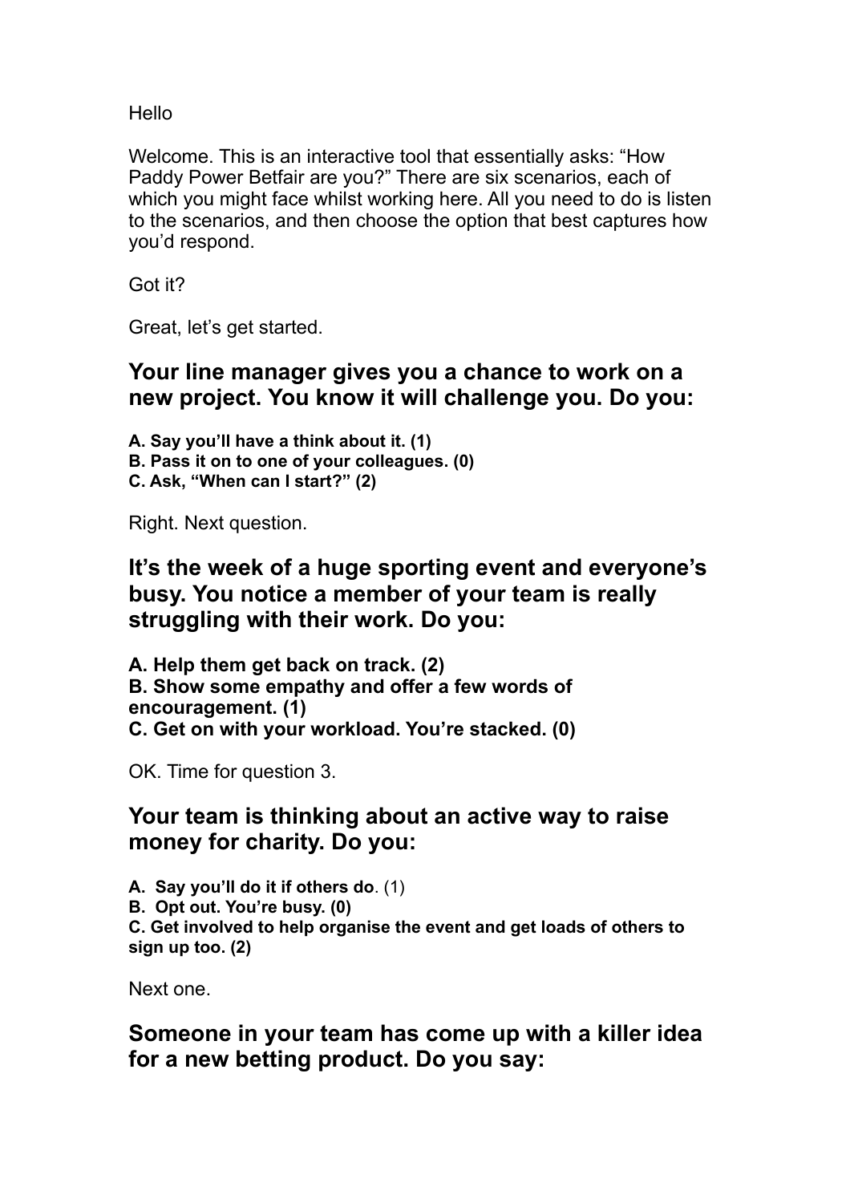Hello

Welcome. This is an interactive tool that essentially asks: "How Paddy Power Betfair are you?" There are six scenarios, each of which you might face whilst working here. All you need to do is listen to the scenarios, and then choose the option that best captures how you'd respond.

Got it?

Great, let's get started.

## Your line manager gives you a chance to work on a new project. You know it will challenge you. Do you:

**A. Say you'll have a think about it. (1)**
**B. Pass it on to one of your colleagues. (0)**
**C. Ask, "When can I start?" (2)**

Right. Next question.

## It's the week of a huge sporting event and everyone's busy. You notice a member of your team is really struggling with their work. Do you:

**A. Help them get back on track. (2)**
**B. Show some empathy and offer a few words of encouragement. (1)**
**C. Get on with your workload. You're stacked. (0)**

OK. Time for question 3.

## Your team is thinking about an active way to raise money for charity. Do you:

**A. Say you'll do it if others do**. (1)
**B. Opt out. You're busy. (0)**
**C. Get involved to help organise the event and get loads of others to sign up too. (2)**

Next one.

## Someone in your team has come up with a killer idea for a new betting product. Do you say: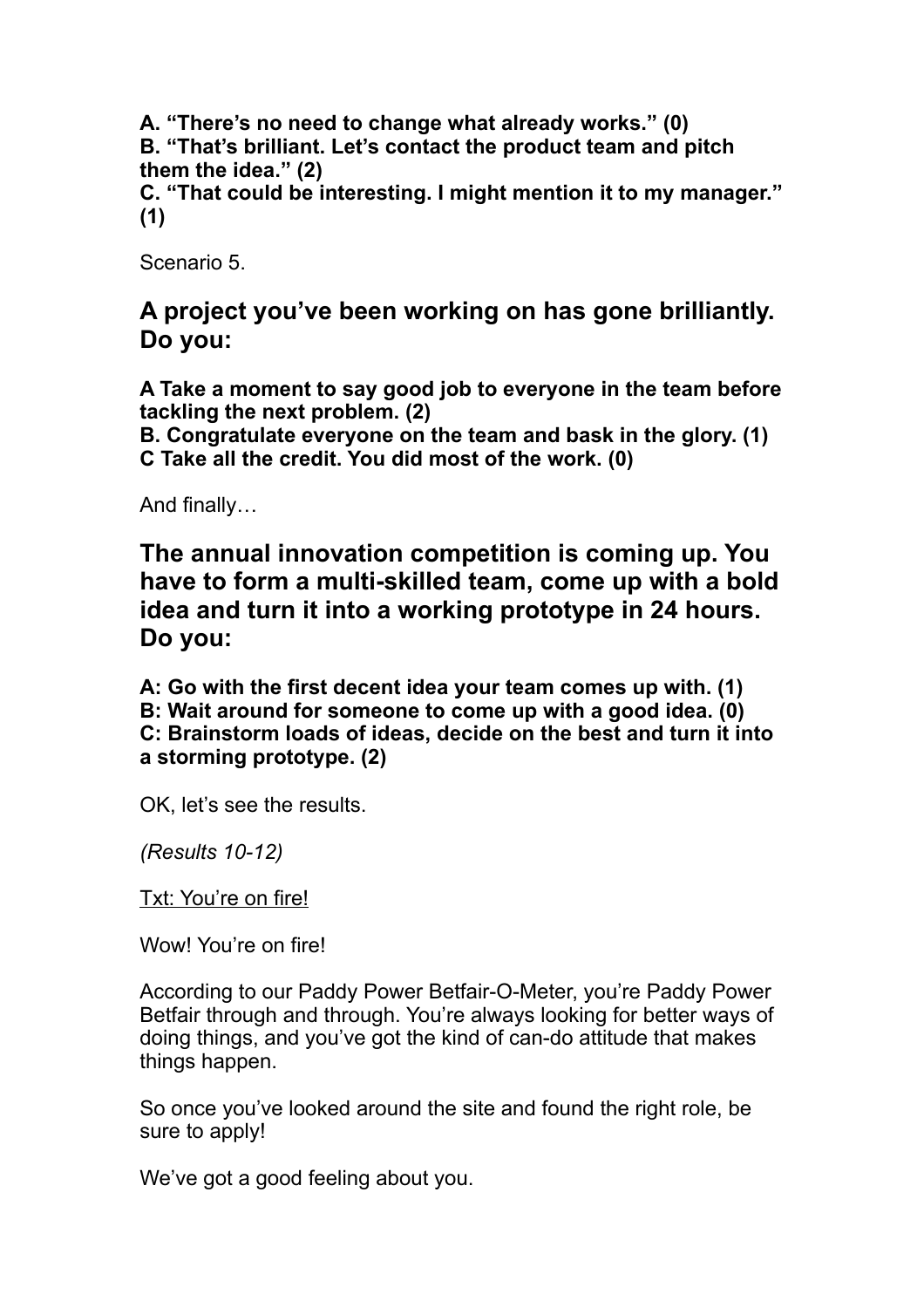**A. "There's no need to change what already works." (0)**
**B. "That's brilliant. Let's contact the product team and pitch them the idea." (2)**
**C. "That could be interesting. I might mention it to my manager." (1)**

Scenario 5.

## A project you've been working on has gone brilliantly. Do you:

**A Take a moment to say good job to everyone in the team before tackling the next problem. (2)**
**B. Congratulate everyone on the team and bask in the glory. (1)**
**C Take all the credit. You did most of the work. (0)**

And finally…

## The annual innovation competition is coming up. You have to form a multi-skilled team, come up with a bold idea and turn it into a working prototype in 24 hours. Do you:

**A: Go with the first decent idea your team comes up with. (1)**
**B: Wait around for someone to come up with a good idea. (0)**
**C: Brainstorm loads of ideas, decide on the best and turn it into a storming prototype. (2)**

OK, let's see the results.

*(Results 10-12)*

<u>Txt: You're on fire!</u>

Wow! You're on fire!

According to our Paddy Power Betfair-O-Meter, you're Paddy Power Betfair through and through. You're always looking for better ways of doing things, and you've got the kind of can-do attitude that makes things happen.

So once you've looked around the site and found the right role, be sure to apply!

We've got a good feeling about you.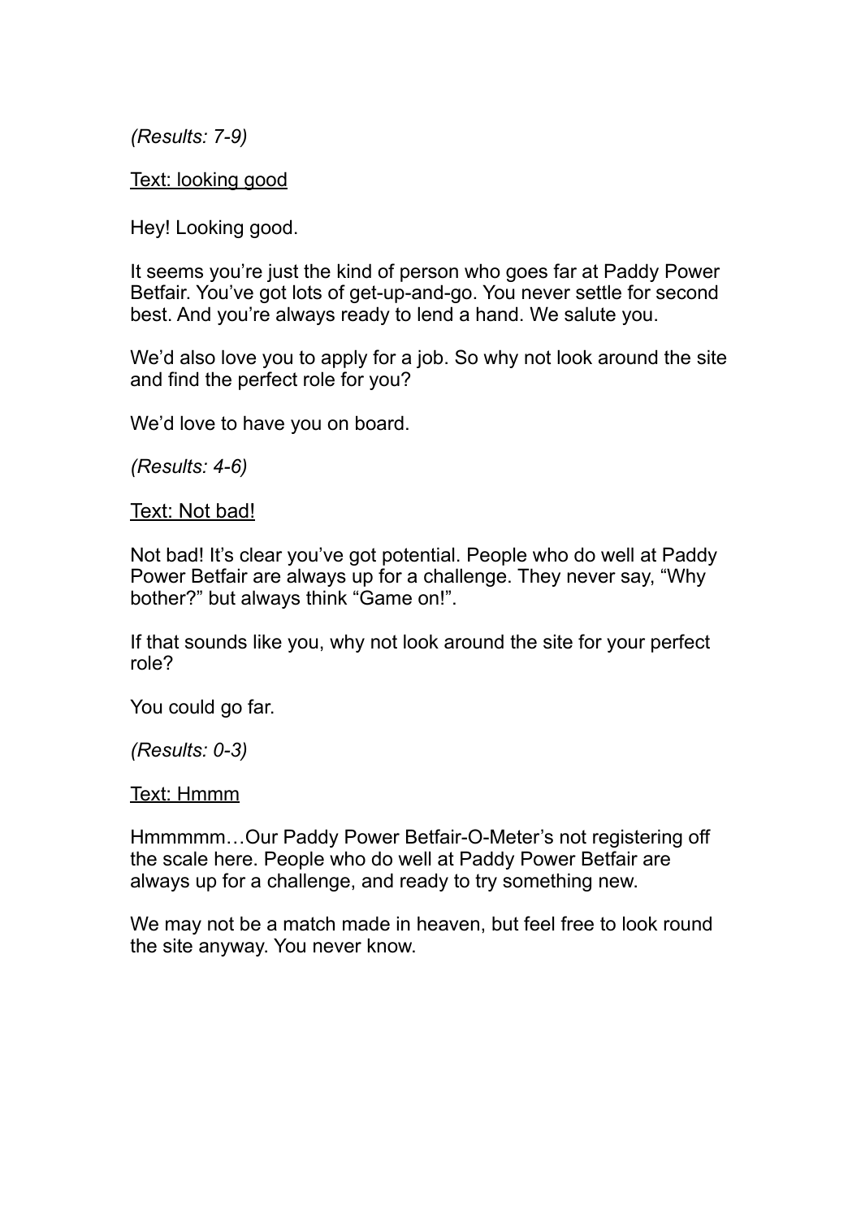*(Results: 7-9)*

Text: looking good

Hey! Looking good.

It seems you're just the kind of person who goes far at Paddy Power Betfair. You've got lots of get-up-and-go. You never settle for second best. And you're always ready to lend a hand. We salute you.

We'd also love you to apply for a job. So why not look around the site and find the perfect role for you?

We'd love to have you on board.

*(Results: 4-6)*

Text: Not bad!

Not bad! It's clear you've got potential. People who do well at Paddy Power Betfair are always up for a challenge. They never say, "Why bother?" but always think "Game on!".

If that sounds like you, why not look around the site for your perfect role?

You could go far.

*(Results: 0-3)*

Text: Hmmm

Hmmmmm…Our Paddy Power Betfair-O-Meter's not registering off the scale here. People who do well at Paddy Power Betfair are always up for a challenge, and ready to try something new.

We may not be a match made in heaven, but feel free to look round the site anyway. You never know.